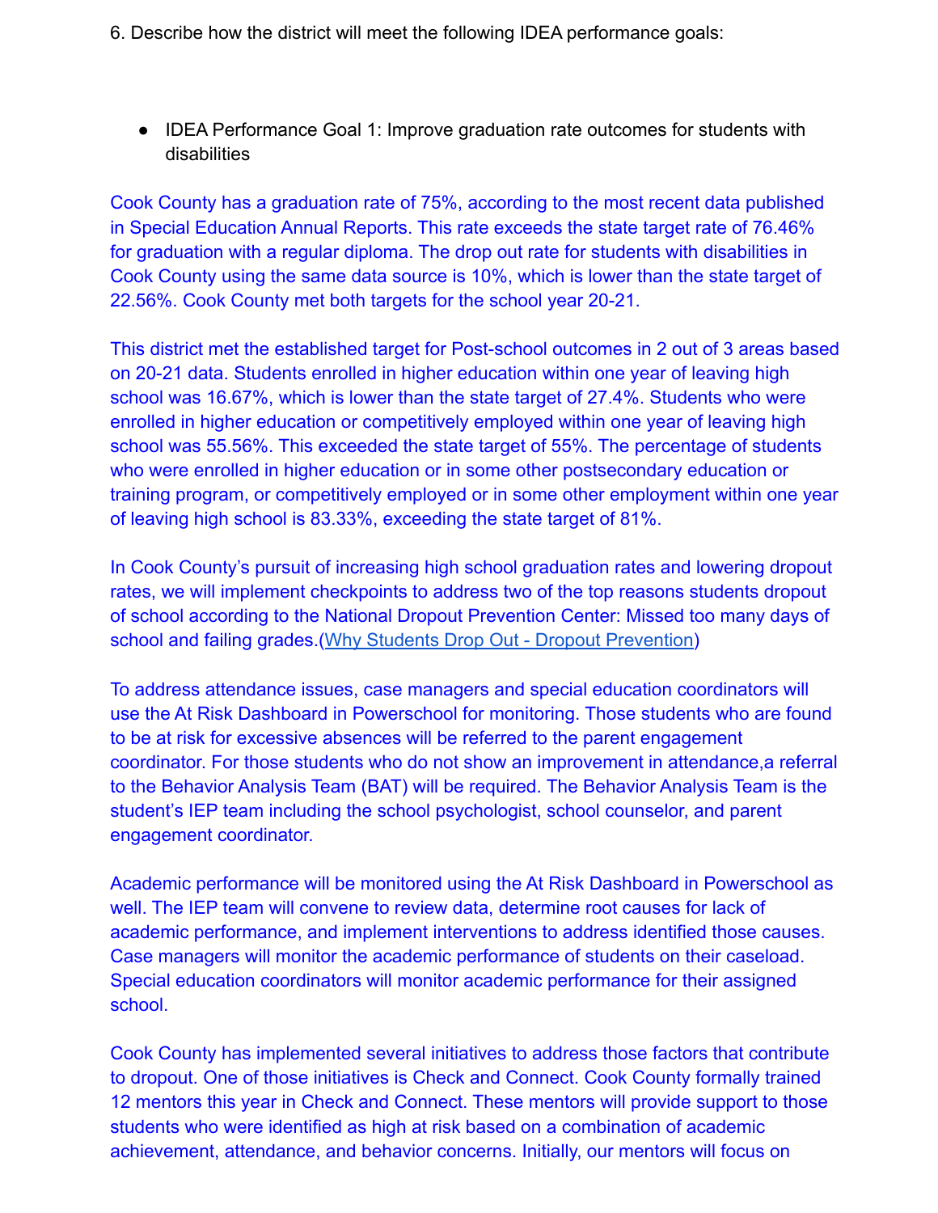6. Describe how the district will meet the following IDEA performance goals:

- IDEA Performance Goal 1: Improve graduation rate outcomes for students with disabilities

Cook County has a graduation rate of 75%, according to the most recent data published in Special Education Annual Reports. This rate exceeds the state target rate of 76.46% for graduation with a regular diploma. The drop out rate for students with disabilities in Cook County using the same data source is 10%, which is lower than the state target of 22.56%. Cook County met both targets for the school year 20-21.

This district met the established target for Post-school outcomes in 2 out of 3 areas based on 20-21 data. Students enrolled in higher education within one year of leaving high school was 16.67%, which is lower than the state target of 27.4%. Students who were enrolled in higher education or competitively employed within one year of leaving high school was 55.56%. This exceeded the state target of 55%. The percentage of students who were enrolled in higher education or in some other postsecondary education or training program, or competitively employed or in some other employment within one year of leaving high school is 83.33%, exceeding the state target of 81%.

In Cook County's pursuit of increasing high school graduation rates and lowering dropout rates, we will implement checkpoints to address two of the top reasons students dropout of school according to the National Dropout Prevention Center: Missed too many days of school and failing grades.([Why Students Drop Out - Dropout Prevention])

To address attendance issues, case managers and special education coordinators will use the At Risk Dashboard in Powerschool for monitoring. Those students who are found to be at risk for excessive absences will be referred to the parent engagement coordinator. For those students who do not show an improvement in attendance,a referral to the Behavior Analysis Team (BAT) will be required. The Behavior Analysis Team is the student's IEP team including the school psychologist, school counselor, and parent engagement coordinator.

Academic performance will be monitored using the At Risk Dashboard in Powerschool as well. The IEP team will convene to review data, determine root causes for lack of academic performance, and implement interventions to address identified those causes. Case managers will monitor the academic performance of students on their caseload. Special education coordinators will monitor academic performance for their assigned school.

Cook County has implemented several initiatives to address those factors that contribute to dropout. One of those initiatives is Check and Connect. Cook County formally trained 12 mentors this year in Check and Connect. These mentors will provide support to those students who were identified as high at risk based on a combination of academic achievement, attendance, and behavior concerns. Initially, our mentors will focus on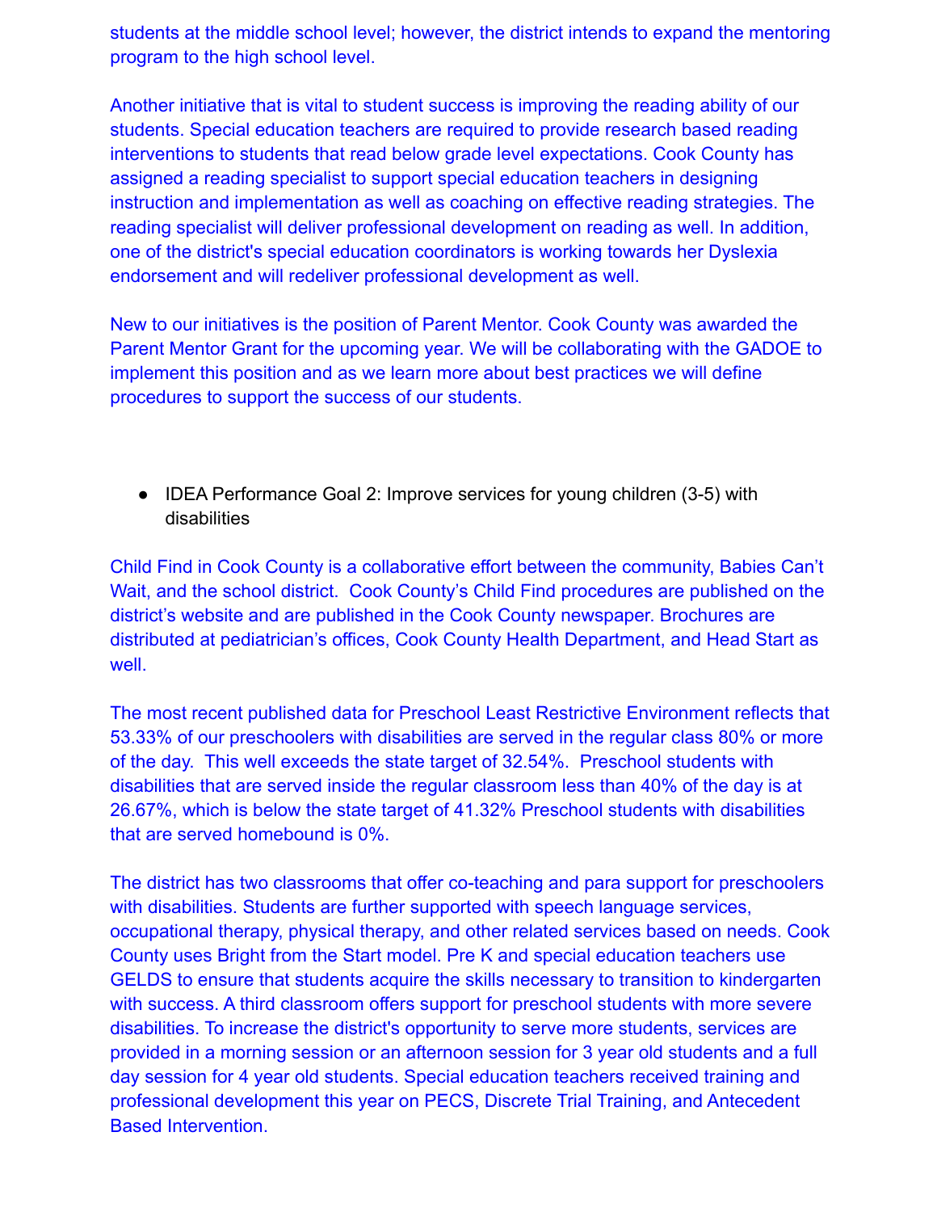students at the middle school level; however, the district intends to expand the mentoring program to the high school level.

Another initiative that is vital to student success is improving the reading ability of our students. Special education teachers are required to provide research based reading interventions to students that read below grade level expectations. Cook County has assigned a reading specialist to support special education teachers in designing instruction and implementation as well as coaching on effective reading strategies. The reading specialist will deliver professional development on reading as well. In addition, one of the district's special education coordinators is working towards her Dyslexia endorsement and will redeliver professional development as well.

New to our initiatives is the position of Parent Mentor. Cook County was awarded the Parent Mentor Grant for the upcoming year. We will be collaborating with the GADOE to implement this position and as we learn more about best practices we will define procedures to support the success of our students.

- IDEA Performance Goal 2: Improve services for young children (3-5) with disabilities

Child Find in Cook County is a collaborative effort between the community, Babies Can't Wait, and the school district. Cook County's Child Find procedures are published on the district's website and are published in the Cook County newspaper. Brochures are distributed at pediatrician's offices, Cook County Health Department, and Head Start as well.

The most recent published data for Preschool Least Restrictive Environment reflects that 53.33% of our preschoolers with disabilities are served in the regular class 80% or more of the day. This well exceeds the state target of 32.54%. Preschool students with disabilities that are served inside the regular classroom less than 40% of the day is at 26.67%, which is below the state target of 41.32% Preschool students with disabilities that are served homebound is 0%.

The district has two classrooms that offer co-teaching and para support for preschoolers with disabilities. Students are further supported with speech language services, occupational therapy, physical therapy, and other related services based on needs. Cook County uses Bright from the Start model. Pre K and special education teachers use GELDS to ensure that students acquire the skills necessary to transition to kindergarten with success. A third classroom offers support for preschool students with more severe disabilities. To increase the district's opportunity to serve more students, services are provided in a morning session or an afternoon session for 3 year old students and a full day session for 4 year old students. Special education teachers received training and professional development this year on PECS, Discrete Trial Training, and Antecedent Based Intervention.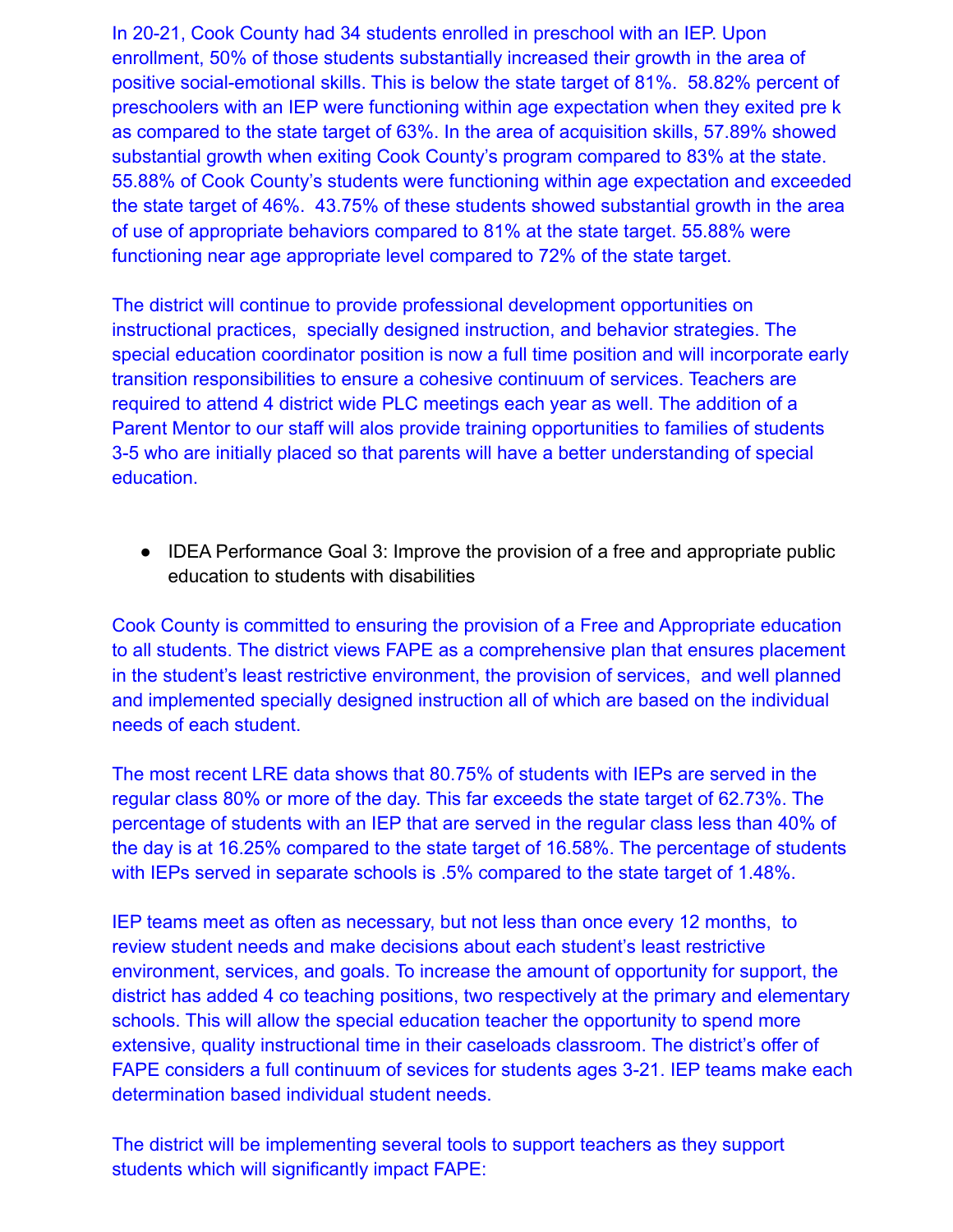In 20-21, Cook County had 34 students enrolled in preschool with an IEP. Upon enrollment, 50% of those students substantially increased their growth in the area of positive social-emotional skills. This is below the state target of 81%. 58.82% percent of preschoolers with an IEP were functioning within age expectation when they exited pre k as compared to the state target of 63%. In the area of acquisition skills, 57.89% showed substantial growth when exiting Cook County's program compared to 83% at the state. 55.88% of Cook County's students were functioning within age expectation and exceeded the state target of 46%. 43.75% of these students showed substantial growth in the area of use of appropriate behaviors compared to 81% at the state target. 55.88% were functioning near age appropriate level compared to 72% of the state target.

The district will continue to provide professional development opportunities on instructional practices, specially designed instruction, and behavior strategies. The special education coordinator position is now a full time position and will incorporate early transition responsibilities to ensure a cohesive continuum of services. Teachers are required to attend 4 district wide PLC meetings each year as well. The addition of a Parent Mentor to our staff will alos provide training opportunities to families of students 3-5 who are initially placed so that parents will have a better understanding of special education.

- IDEA Performance Goal 3: Improve the provision of a free and appropriate public education to students with disabilities

Cook County is committed to ensuring the provision of a Free and Appropriate education to all students. The district views FAPE as a comprehensive plan that ensures placement in the student's least restrictive environment, the provision of services, and well planned and implemented specially designed instruction all of which are based on the individual needs of each student.

The most recent LRE data shows that 80.75% of students with IEPs are served in the regular class 80% or more of the day. This far exceeds the state target of 62.73%. The percentage of students with an IEP that are served in the regular class less than 40% of the day is at 16.25% compared to the state target of 16.58%. The percentage of students with IEPs served in separate schools is .5% compared to the state target of 1.48%.

IEP teams meet as often as necessary, but not less than once every 12 months, to review student needs and make decisions about each student's least restrictive environment, services, and goals. To increase the amount of opportunity for support, the district has added 4 co teaching positions, two respectively at the primary and elementary schools. This will allow the special education teacher the opportunity to spend more extensive, quality instructional time in their caseloads classroom. The district's offer of FAPE considers a full continuum of sevices for students ages 3-21. IEP teams make each determination based individual student needs.

The district will be implementing several tools to support teachers as they support students which will significantly impact FAPE: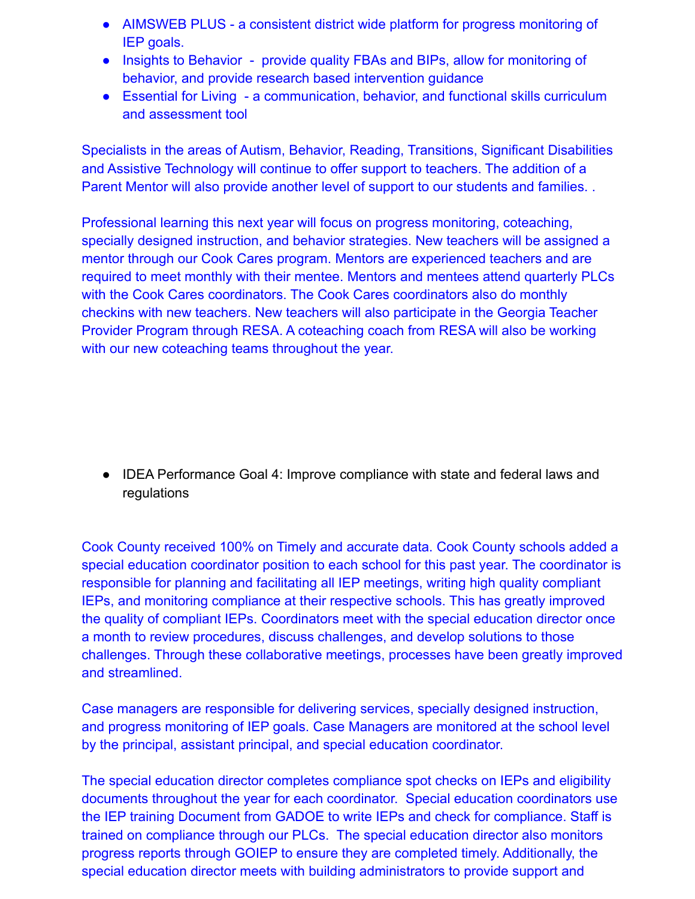- AIMSWEB PLUS - a consistent district wide platform for progress monitoring of IEP goals.
- Insights to Behavior - provide quality FBAs and BIPs, allow for monitoring of behavior, and provide research based intervention guidance
- Essential for Living - a communication, behavior, and functional skills curriculum and assessment tool

Specialists in the areas of Autism, Behavior, Reading, Transitions, Significant Disabilities and Assistive Technology will continue to offer support to teachers. The addition of a Parent Mentor will also provide another level of support to our students and families. .

Professional learning this next year will focus on progress monitoring, coteaching, specially designed instruction, and behavior strategies. New teachers will be assigned a mentor through our Cook Cares program. Mentors are experienced teachers and are required to meet monthly with their mentee. Mentors and mentees attend quarterly PLCs with the Cook Cares coordinators. The Cook Cares coordinators also do monthly checkins with new teachers. New teachers will also participate in the Georgia Teacher Provider Program through RESA. A coteaching coach from RESA will also be working with our new coteaching teams throughout the year.

- IDEA Performance Goal 4: Improve compliance with state and federal laws and regulations

Cook County received 100% on Timely and accurate data. Cook County schools added a special education coordinator position to each school for this past year. The coordinator is responsible for planning and facilitating all IEP meetings, writing high quality compliant IEPs, and monitoring compliance at their respective schools. This has greatly improved the quality of compliant IEPs. Coordinators meet with the special education director once a month to review procedures, discuss challenges, and develop solutions to those challenges. Through these collaborative meetings, processes have been greatly improved and streamlined.

Case managers are responsible for delivering services, specially designed instruction, and progress monitoring of IEP goals. Case Managers are monitored at the school level by the principal, assistant principal, and special education coordinator.

The special education director completes compliance spot checks on IEPs and eligibility documents throughout the year for each coordinator. Special education coordinators use the IEP training Document from GADOE to write IEPs and check for compliance. Staff is trained on compliance through our PLCs. The special education director also monitors progress reports through GOIEP to ensure they are completed timely. Additionally, the special education director meets with building administrators to provide support and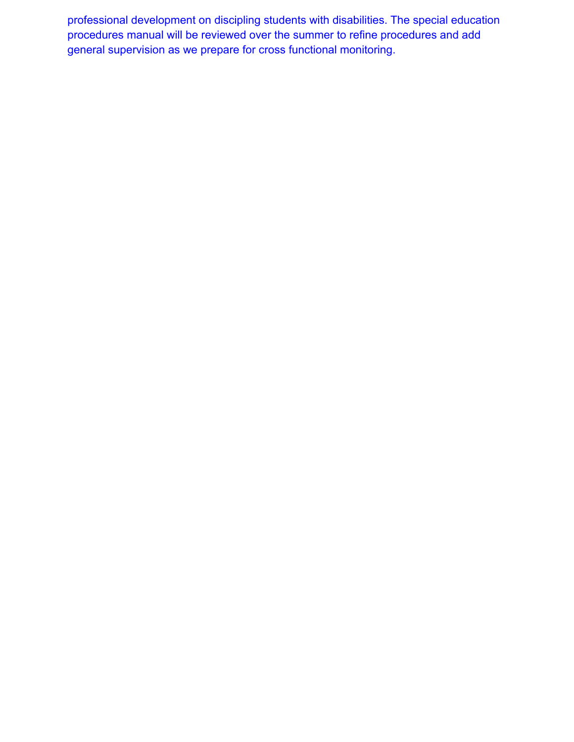professional development on discipling students with disabilities. The special education procedures manual will be reviewed over the summer to refine procedures and add general supervision as we prepare for cross functional monitoring.